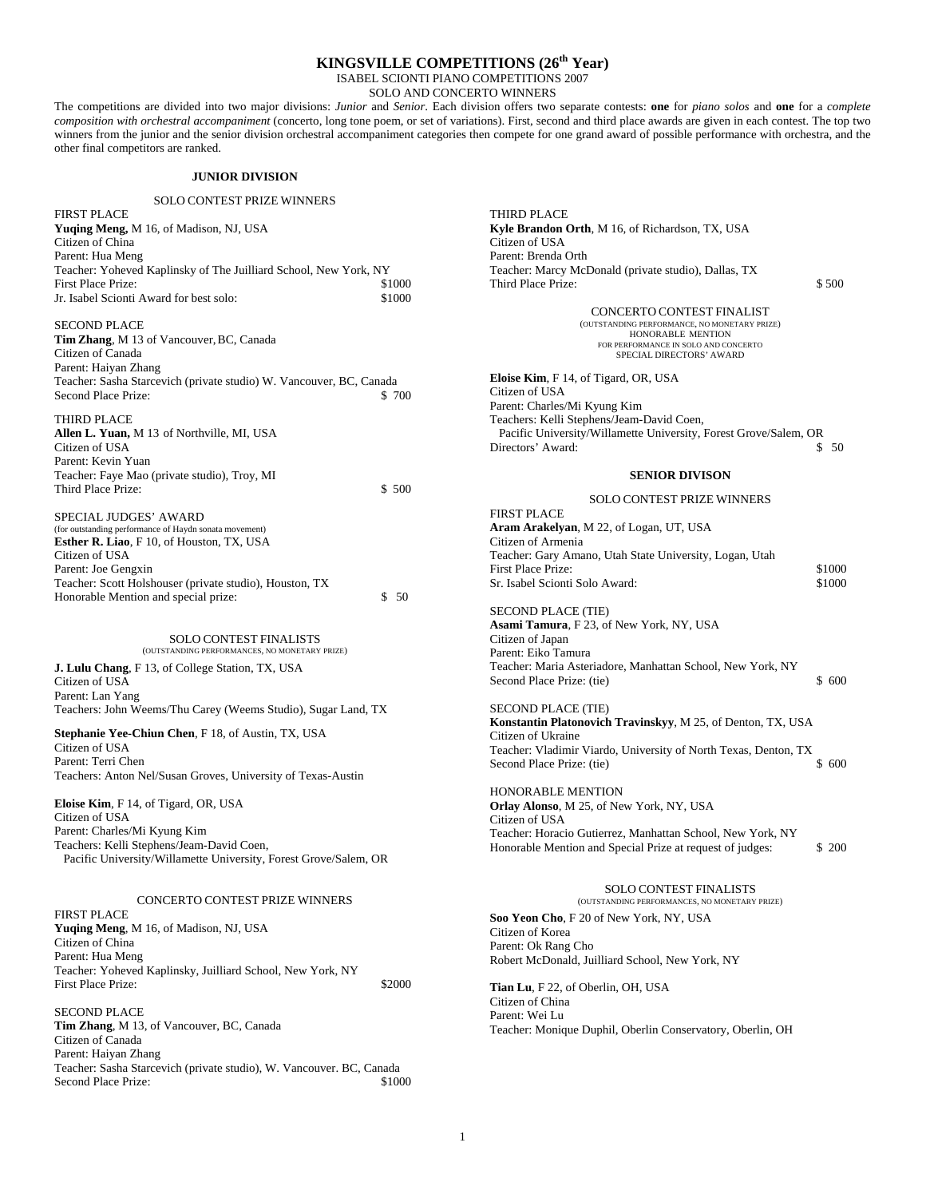# KINGSVILLE COMPETITIONS (26th Year)

ISABEL SCIONTI PIANO COMPETITIONS 2007

SOLO AND CONCERTO WINNERS

The competitions are divided into two major divisions: *Junior* and *Senior*. Each division offers two separate contests: **one** for *piano solos* and **one** for a *complete composition with orchestral accompaniment* (concerto, long tone poem, or set of variations). First, second and third place awards are given in each contest. The top two winners from the junior and the senior division orchestral accompaniment categories then compete for one grand award of possible performance with orchestra, and the other final competitors are ranked.

## JUNIOR DIVISION

### SOLO CONTEST PRIZE WINNERS

FIRST PLACE
**Yuqing Meng,** M 16, of Madison, NJ, USA
Citizen of China
Parent: Hua Meng
Teacher: Yoheved Kaplinsky of The Juilliard School, New York, NY
First Place Prize: $1000
Jr. Isabel Scionti Award for best solo: $1000

SECOND PLACE
**Tim Zhang**, M 13 of Vancouver, BC, Canada
Citizen of Canada
Parent: Haiyan Zhang
Teacher: Sasha Starcevich (private studio) W. Vancouver, BC, Canada
Second Place Prize: $ 700

THIRD PLACE
**Allen L. Yuan,** M 13 of Northville, MI, USA
Citizen of USA
Parent: Kevin Yuan
Teacher: Faye Mao (private studio), Troy, MI
Third Place Prize: $ 500

SPECIAL JUDGES' AWARD
(for outstanding performance of Haydn sonata movement)
**Esther R. Liao**, F 10, of Houston, TX, USA
Citizen of USA
Parent: Joe Gengxin
Teacher: Scott Holshouser (private studio), Houston, TX
Honorable Mention and special prize: $ 50

### SOLO CONTEST FINALISTS
(OUTSTANDING PERFORMANCES, NO MONETARY PRIZE)

**J. Lulu Chang**, F 13, of College Station, TX, USA
Citizen of USA
Parent: Lan Yang
Teachers: John Weems/Thu Carey (Weems Studio), Sugar Land, TX

**Stephanie Yee-Chiun Chen**, F 18, of Austin, TX, USA
Citizen of USA
Parent: Terri Chen
Teachers: Anton Nel/Susan Groves, University of Texas-Austin

**Eloise Kim**, F 14, of Tigard, OR, USA
Citizen of USA
Parent: Charles/Mi Kyung Kim
Teachers: Kelli Stephens/Jeam-David Coen,
Pacific University/Willamette University, Forest Grove/Salem, OR

### CONCERTO CONTEST PRIZE WINNERS

FIRST PLACE
**Yuqing Meng**, M 16, of Madison, NJ, USA
Citizen of China
Parent: Hua Meng
Teacher: Yoheved Kaplinsky, Juilliard School, New York, NY
First Place Prize: $2000

SECOND PLACE
**Tim Zhang**, M 13, of Vancouver, BC, Canada
Citizen of Canada
Parent: Haiyan Zhang
Teacher: Sasha Starcevich (private studio), W. Vancouver. BC, Canada
Second Place Prize: $1000

THIRD PLACE
**Kyle Brandon Orth**, M 16, of Richardson, TX, USA
Citizen of USA
Parent: Brenda Orth
Teacher: Marcy McDonald (private studio), Dallas, TX
Third Place Prize: $ 500

### CONCERTO CONTEST FINALIST
(OUTSTANDING PERFORMANCE, NO MONETARY PRIZE)
HONORABLE MENTION
FOR PERFORMANCE IN SOLO AND CONCERTO
SPECIAL DIRECTORS' AWARD

**Eloise Kim**, F 14, of Tigard, OR, USA
Citizen of USA
Parent: Charles/Mi Kyung Kim
Teachers: Kelli Stephens/Jeam-David Coen,
Pacific University/Willamette University, Forest Grove/Salem, OR
Directors' Award: $ 50

## SENIOR DIVISON

### SOLO CONTEST PRIZE WINNERS

FIRST PLACE
**Aram Arakelyan**, M 22, of Logan, UT, USA
Citizen of Armenia
Teacher: Gary Amano, Utah State University, Logan, Utah
First Place Prize: $1000
Sr. Isabel Scionti Solo Award: $1000

SECOND PLACE (TIE)
**Asami Tamura**, F 23, of New York, NY, USA
Citizen of Japan
Parent: Eiko Tamura
Teacher: Maria Asteriadore, Manhattan School, New York, NY
Second Place Prize: (tie) $ 600

SECOND PLACE (TIE)
**Konstantin Platonovich Travinskyy**, M 25, of Denton, TX, USA
Citizen of Ukraine
Teacher: Vladimir Viardo, University of North Texas, Denton, TX
Second Place Prize: (tie) $ 600

HONORABLE MENTION
**Orlay Alonso**, M 25, of New York, NY, USA
Citizen of USA
Teacher: Horacio Gutierrez, Manhattan School, New York, NY
Honorable Mention and Special Prize at request of judges: $ 200

### SOLO CONTEST FINALISTS
(OUTSTANDING PERFORMANCES, NO MONETARY PRIZE)

**Soo Yeon Cho**, F 20 of New York, NY, USA
Citizen of Korea
Parent: Ok Rang Cho
Robert McDonald, Juilliard School, New York, NY

**Tian Lu**, F 22, of Oberlin, OH, USA
Citizen of China
Parent: Wei Lu
Teacher: Monique Duphil, Oberlin Conservatory, Oberlin, OH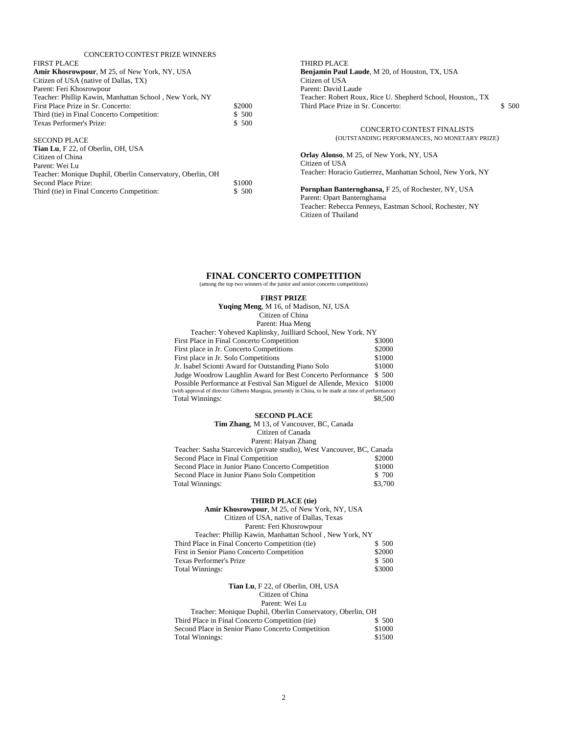## CONCERTO CONTEST PRIZE WINNERS

FIRST PLACE

**Amir Khosrowpour**, M 25, of New York, NY, USA
Citizen of USA (native of Dallas, TX)
Parent: Feri Khosrowpour
Teacher: Phillip Kawin, Manhattan School , New York, NY

| | |
|---|---|
| First Place Prize in Sr. Concerto: | $2000 |
| Third (tie) in Final Concerto Competition: | $ 500 |
| Texas Performer's Prize: | $ 500 |

SECOND PLACE

**Tian Lu**, F 22, of Oberlin, OH, USA
Citizen of China
Parent: Wei Lu
Teacher: Monique Duphil, Oberlin Conservatory, Oberlin, OH

| | |
|---|---|
| Second Place Prize: | $1000 |
| Third (tie) in Final Concerto Competition: | $ 500 |

THIRD PLACE

**Benjamin Paul Laude**, M 20, of Houston, TX, USA
Citizen of USA
Parent: David Laude
Teacher: Robert Roux, Rice U. Shepherd School, Houston,, TX

| | |
|---|---|
| Third Place Prize in Sr. Concerto: | $ 500 |

## CONCERTO CONTEST FINALISTS

(OUTSTANDING PERFORMANCES, NO MONETARY PRIZE)

**Orlay Alonso**, M 25, of New York, NY, USA
Citizen of USA
Teacher: Horacio Gutierrez, Manhattan School, New York, NY

**Pornphan Banternghansa,** F 25, of Rochester, NY, USA
Parent: Opart Banternghansa
Teacher: Rebecca Penneys, Eastman School, Rochester, NY
Citizen of Thailand

# FINAL CONCERTO COMPETITION

(among the top two winners of the junior and senior concerto competitions)

**FIRST PRIZE**

**Yuqing Meng**, M 16, of Madison, NJ, USA
Citizen of China
Parent: Hua Meng
Teacher: Yoheved Kaplinsky, Juilliard School, New York. NY

| | |
|---|---|
| First Place in Final Concerto Competition | $3000 |
| First place in Jr. Concerto Competitions | $2000 |
| First place in Jr. Solo Competitions | $1000 |
| Jr. Isabel Scionti Award for Outstanding Piano Solo | $1000 |
| Judge Woodrow Laughlin Award for Best Concerto Performance | $ 500 |
| Possible Performance at Festival San Miguel de Allende, Mexico | $1000 |
| (with approval of director Gilberto Munguia, presently in China, to be made at time of performance) | |
| Total Winnings: | $8,500 |

**SECOND PLACE**

**Tim Zhang**, M 13, of Vancouver, BC, Canada
Citizen of Canada
Parent: Haiyan Zhang
Teacher: Sasha Starcevich (private studio), West Vancouver, BC, Canada

| | |
|---|---|
| Second Place in Final Competition | $2000 |
| Second Place in Junior Piano Concerto Competition | $1000 |
| Second Place in Junior Piano Solo Competition | $ 700 |
| Total Winnings: | $3,700 |

**THIRD PLACE (tie)**

**Amir Khosrowpour**, M 25, of New York, NY, USA
Citizen of USA, native of Dallas, Texas
Parent: Feri Khosrowpour
Teacher: Phillip Kawin, Manhattan School , New York, NY

| | |
|---|---|
| Third Place in Final Concerto Competition (tie) | $ 500 |
| First in Senior Piano Concerto Competition | $2000 |
| Texas Performer's Prize | $ 500 |
| Total Winnings: | $3000 |

**Tian Lu**, F 22, of Oberlin, OH, USA
Citizen of China
Parent: Wei Lu
Teacher: Monique Duphil, Oberlin Conservatory, Oberlin, OH

| | |
|---|---|
| Third Place in Final Concerto Competition (tie) | $ 500 |
| Second Place in Senior Piano Concerto Competition | $1000 |
| Total Winnings: | $1500 |